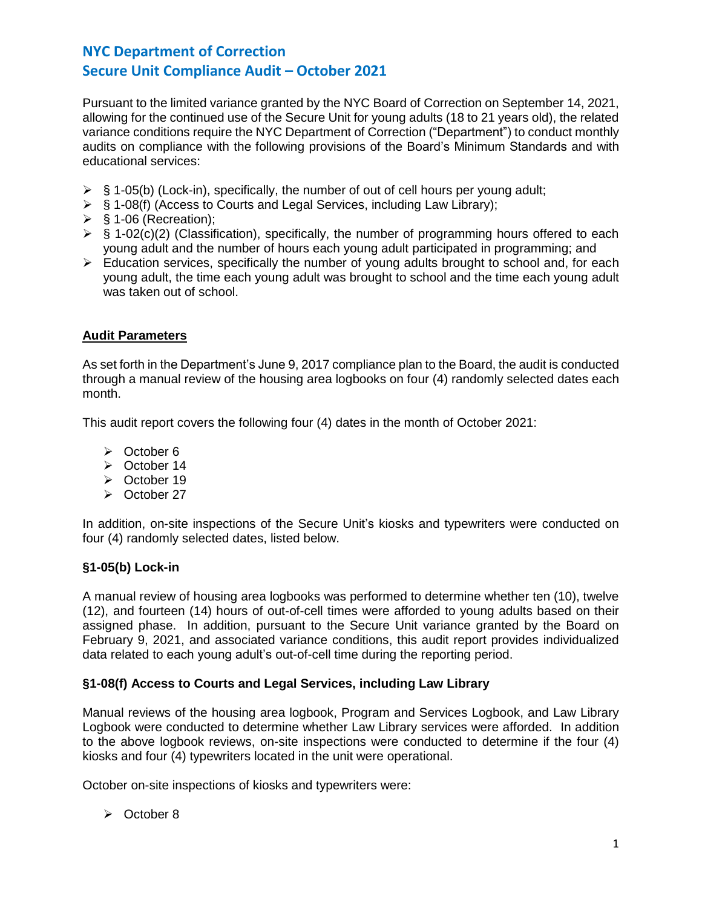# NYC Department of Correction
# Secure Unit Compliance Audit – October 2021

Pursuant to the limited variance granted by the NYC Board of Correction on September 14, 2021, allowing for the continued use of the Secure Unit for young adults (18 to 21 years old), the related variance conditions require the NYC Department of Correction ("Department") to conduct monthly audits on compliance with the following provisions of the Board's Minimum Standards and with educational services:

- § 1-05(b) (Lock-in), specifically, the number of out of cell hours per young adult;
- § 1-08(f) (Access to Courts and Legal Services, including Law Library);
- § 1-06 (Recreation);
- § 1-02(c)(2) (Classification), specifically, the number of programming hours offered to each young adult and the number of hours each young adult participated in programming; and
- Education services, specifically the number of young adults brought to school and, for each young adult, the time each young adult was brought to school and the time each young adult was taken out of school.

## Audit Parameters

As set forth in the Department's June 9, 2017 compliance plan to the Board, the audit is conducted through a manual review of the housing area logbooks on four (4) randomly selected dates each month.

This audit report covers the following four (4) dates in the month of October 2021:

- October 6
- October 14
- October 19
- October 27

In addition, on-site inspections of the Secure Unit's kiosks and typewriters were conducted on four (4) randomly selected dates, listed below.

### §1-05(b) Lock-in

A manual review of housing area logbooks was performed to determine whether ten (10), twelve (12), and fourteen (14) hours of out-of-cell times were afforded to young adults based on their assigned phase. In addition, pursuant to the Secure Unit variance granted by the Board on February 9, 2021, and associated variance conditions, this audit report provides individualized data related to each young adult's out-of-cell time during the reporting period.

### §1-08(f) Access to Courts and Legal Services, including Law Library

Manual reviews of the housing area logbook, Program and Services Logbook, and Law Library Logbook were conducted to determine whether Law Library services were afforded. In addition to the above logbook reviews, on-site inspections were conducted to determine if the four (4) kiosks and four (4) typewriters located in the unit were operational.

October on-site inspections of kiosks and typewriters were:

- October 8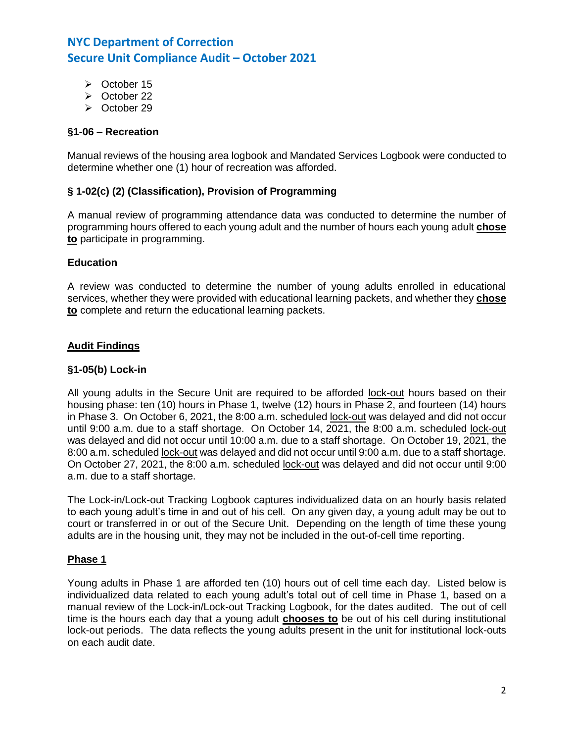- October 15
- October 22
- October 29

**§1-06 – Recreation**

Manual reviews of the housing area logbook and Mandated Services Logbook were conducted to determine whether one (1) hour of recreation was afforded.

**§ 1-02(c) (2) (Classification), Provision of Programming**

A manual review of programming attendance data was conducted to determine the number of programming hours offered to each young adult and the number of hours each young adult **chose to** participate in programming.

**Education**

A review was conducted to determine the number of young adults enrolled in educational services, whether they were provided with educational learning packets, and whether they **chose to** complete and return the educational learning packets.

## Audit Findings

**§1-05(b) Lock-in**

All young adults in the Secure Unit are required to be afforded lock-out hours based on their housing phase: ten (10) hours in Phase 1, twelve (12) hours in Phase 2, and fourteen (14) hours in Phase 3. On October 6, 2021, the 8:00 a.m. scheduled lock-out was delayed and did not occur until 9:00 a.m. due to a staff shortage. On October 14, 2021, the 8:00 a.m. scheduled lock-out was delayed and did not occur until 10:00 a.m. due to a staff shortage. On October 19, 2021, the 8:00 a.m. scheduled lock-out was delayed and did not occur until 9:00 a.m. due to a staff shortage. On October 27, 2021, the 8:00 a.m. scheduled lock-out was delayed and did not occur until 9:00 a.m. due to a staff shortage.

The Lock-in/Lock-out Tracking Logbook captures individualized data on an hourly basis related to each young adult's time in and out of his cell. On any given day, a young adult may be out to court or transferred in or out of the Secure Unit. Depending on the length of time these young adults are in the housing unit, they may not be included in the out-of-cell time reporting.

### Phase 1

Young adults in Phase 1 are afforded ten (10) hours out of cell time each day. Listed below is individualized data related to each young adult's total out of cell time in Phase 1, based on a manual review of the Lock-in/Lock-out Tracking Logbook, for the dates audited. The out of cell time is the hours each day that a young adult **chooses to** be out of his cell during institutional lock-out periods. The data reflects the young adults present in the unit for institutional lock-outs on each audit date.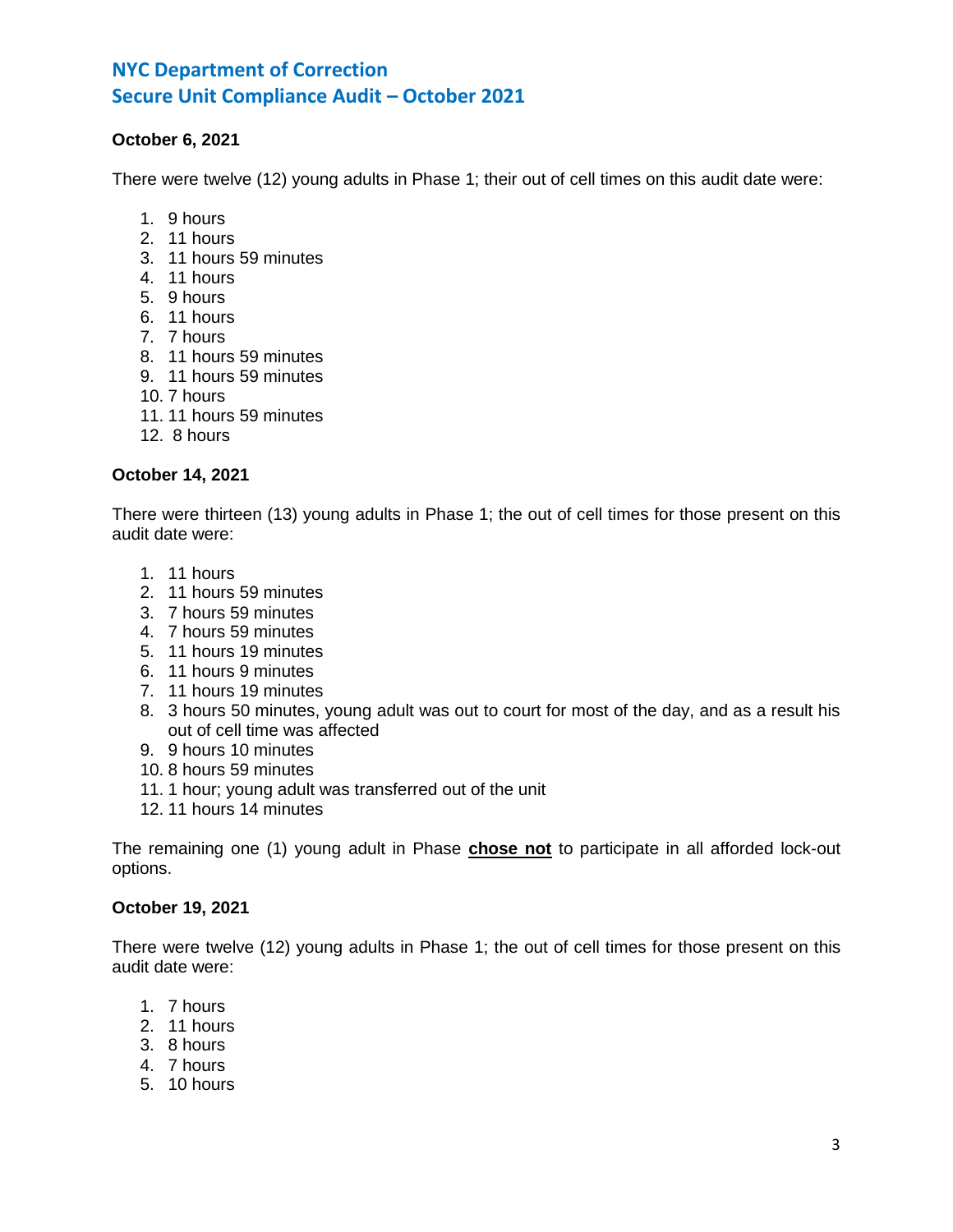# NYC Department of Correction
# Secure Unit Compliance Audit – October 2021

**October 6, 2021**

There were twelve (12) young adults in Phase 1; their out of cell times on this audit date were:

1. 9 hours
2. 11 hours
3. 11 hours 59 minutes
4. 11 hours
5. 9 hours
6. 11 hours
7. 7 hours
8. 11 hours 59 minutes
9. 11 hours 59 minutes
10. 7 hours
11. 11 hours 59 minutes
12. 8 hours

**October 14, 2021**

There were thirteen (13) young adults in Phase 1; the out of cell times for those present on this audit date were:

1. 11 hours
2. 11 hours 59 minutes
3. 7 hours 59 minutes
4. 7 hours 59 minutes
5. 11 hours 19 minutes
6. 11 hours 9 minutes
7. 11 hours 19 minutes
8. 3 hours 50 minutes, young adult was out to court for most of the day, and as a result his out of cell time was affected
9. 9 hours 10 minutes
10. 8 hours 59 minutes
11. 1 hour; young adult was transferred out of the unit
12. 11 hours 14 minutes

The remaining one (1) young adult in Phase **chose not** to participate in all afforded lock-out options.

**October 19, 2021**

There were twelve (12) young adults in Phase 1; the out of cell times for those present on this audit date were:

1. 7 hours
2. 11 hours
3. 8 hours
4. 7 hours
5. 10 hours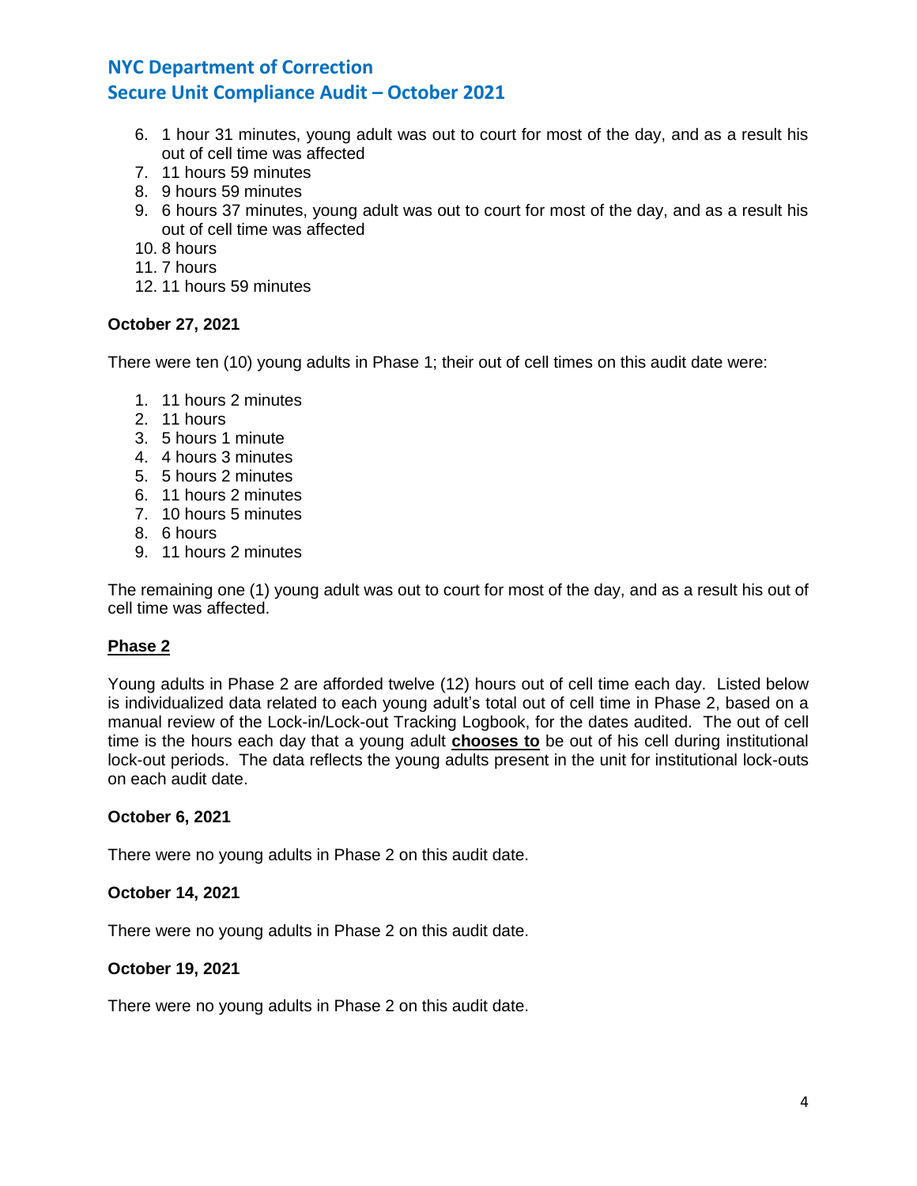6. 1 hour 31 minutes, young adult was out to court for most of the day, and as a result his out of cell time was affected
7. 11 hours 59 minutes
8. 9 hours 59 minutes
9. 6 hours 37 minutes, young adult was out to court for most of the day, and as a result his out of cell time was affected
10. 8 hours
11. 7 hours
12. 11 hours 59 minutes

**October 27, 2021**

There were ten (10) young adults in Phase 1; their out of cell times on this audit date were:

1. 11 hours 2 minutes
2. 11 hours
3. 5 hours 1 minute
4. 4 hours 3 minutes
5. 5 hours 2 minutes
6. 11 hours 2 minutes
7. 10 hours 5 minutes
8. 6 hours
9. 11 hours 2 minutes

The remaining one (1) young adult was out to court for most of the day, and as a result his out of cell time was affected.

**<u>Phase 2</u>**

Young adults in Phase 2 are afforded twelve (12) hours out of cell time each day. Listed below is individualized data related to each young adult's total out of cell time in Phase 2, based on a manual review of the Lock-in/Lock-out Tracking Logbook, for the dates audited. The out of cell time is the hours each day that a young adult **<u>chooses to</u>** be out of his cell during institutional lock-out periods. The data reflects the young adults present in the unit for institutional lock-outs on each audit date.

**October 6, 2021**

There were no young adults in Phase 2 on this audit date.

**October 14, 2021**

There were no young adults in Phase 2 on this audit date.

**October 19, 2021**

There were no young adults in Phase 2 on this audit date.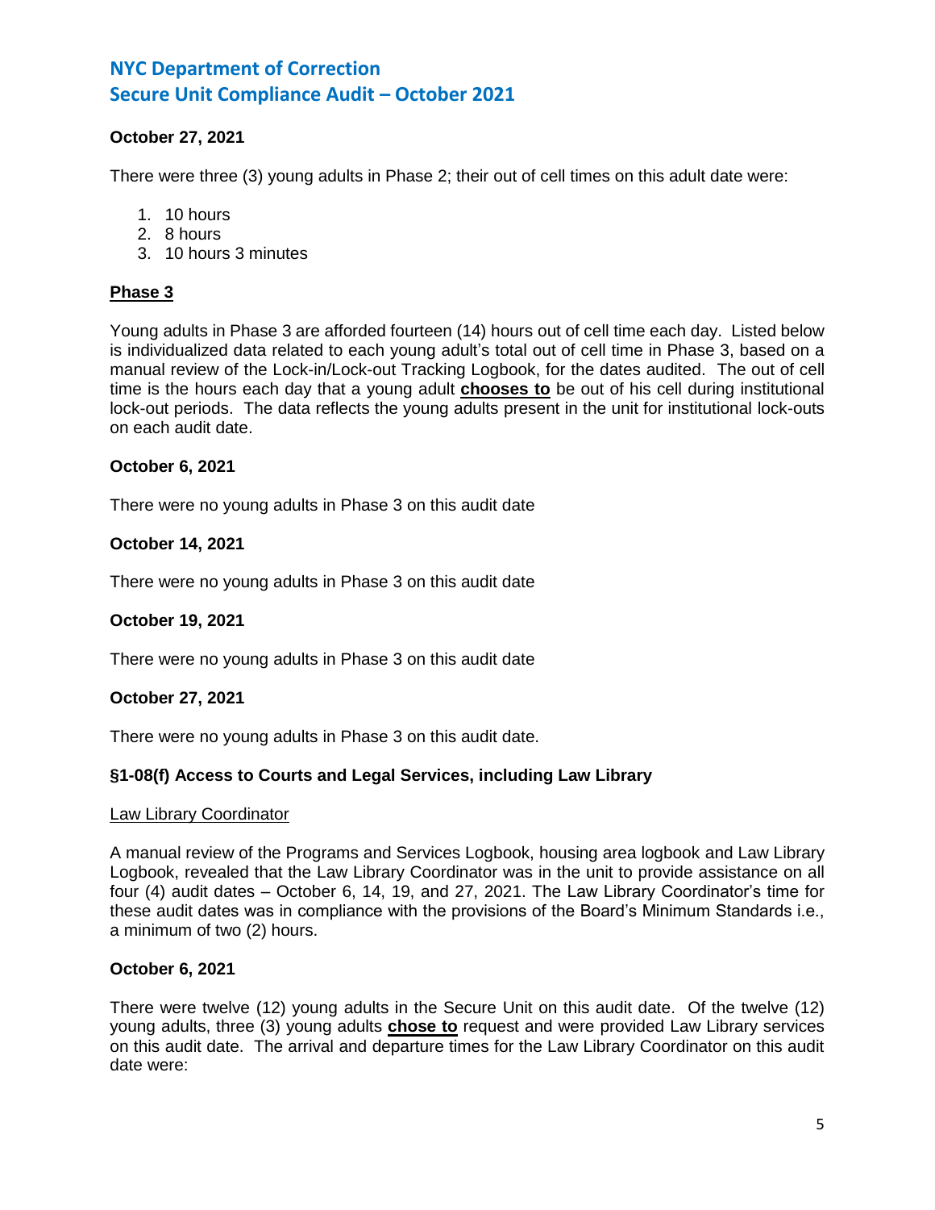**October 27, 2021**

There were three (3) young adults in Phase 2; their out of cell times on this adult date were:

1. 10 hours
2. 8 hours
3. 10 hours 3 minutes

**Phase 3**

Young adults in Phase 3 are afforded fourteen (14) hours out of cell time each day. Listed below is individualized data related to each young adult's total out of cell time in Phase 3, based on a manual review of the Lock-in/Lock-out Tracking Logbook, for the dates audited. The out of cell time is the hours each day that a young adult **chooses to** be out of his cell during institutional lock-out periods. The data reflects the young adults present in the unit for institutional lock-outs on each audit date.

**October 6, 2021**

There were no young adults in Phase 3 on this audit date

**October 14, 2021**

There were no young adults in Phase 3 on this audit date

**October 19, 2021**

There were no young adults in Phase 3 on this audit date

**October 27, 2021**

There were no young adults in Phase 3 on this audit date.

**§1-08(f) Access to Courts and Legal Services, including Law Library**

Law Library Coordinator

A manual review of the Programs and Services Logbook, housing area logbook and Law Library Logbook, revealed that the Law Library Coordinator was in the unit to provide assistance on all four (4) audit dates – October 6, 14, 19, and 27, 2021. The Law Library Coordinator's time for these audit dates was in compliance with the provisions of the Board's Minimum Standards i.e., a minimum of two (2) hours.

**October 6, 2021**

There were twelve (12) young adults in the Secure Unit on this audit date. Of the twelve (12) young adults, three (3) young adults **chose to** request and were provided Law Library services on this audit date. The arrival and departure times for the Law Library Coordinator on this audit date were: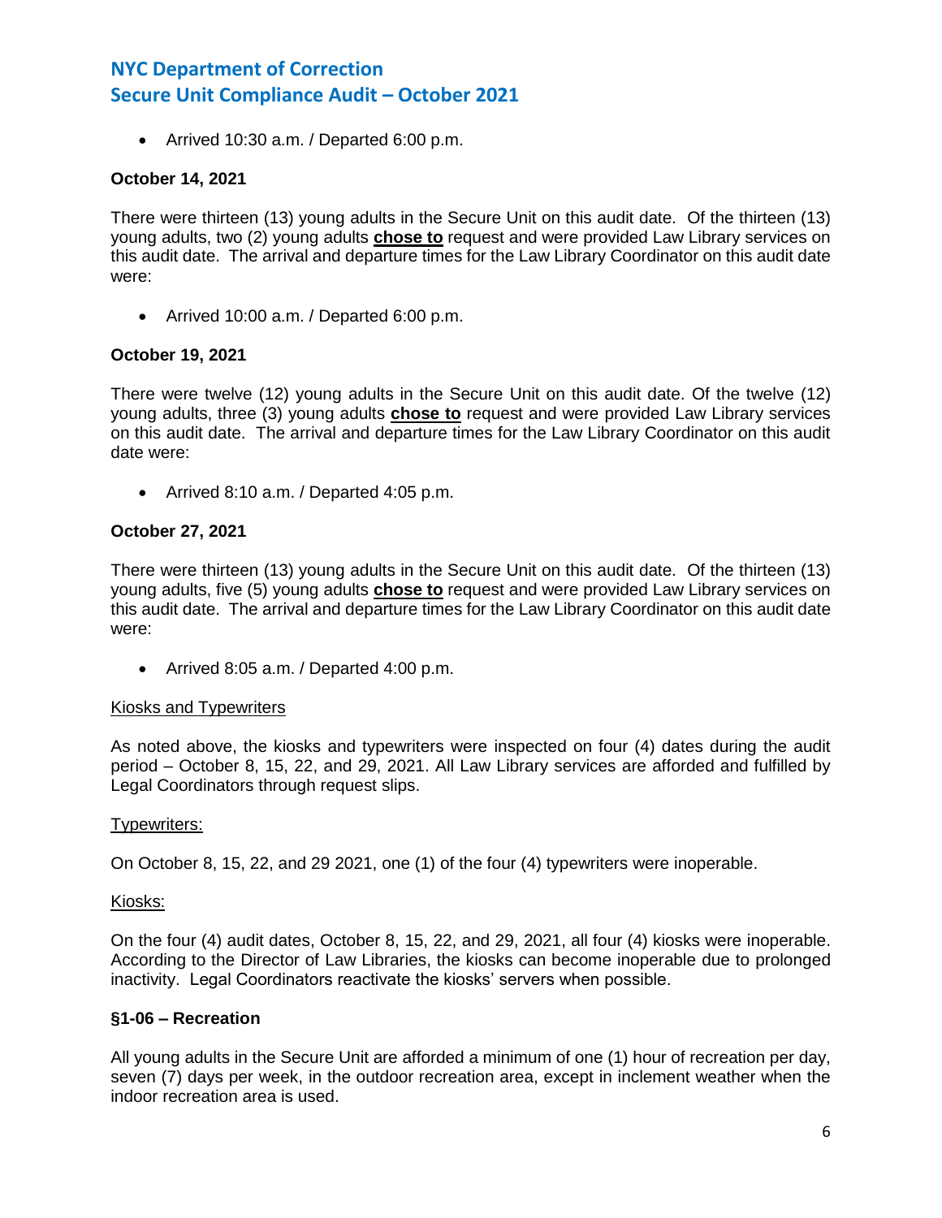- Arrived 10:30 a.m. / Departed 6:00 p.m.

**October 14, 2021**

There were thirteen (13) young adults in the Secure Unit on this audit date. Of the thirteen (13) young adults, two (2) young adults **chose to** request and were provided Law Library services on this audit date. The arrival and departure times for the Law Library Coordinator on this audit date were:

- Arrived 10:00 a.m. / Departed 6:00 p.m.

**October 19, 2021**

There were twelve (12) young adults in the Secure Unit on this audit date. Of the twelve (12) young adults, three (3) young adults **chose to** request and were provided Law Library services on this audit date. The arrival and departure times for the Law Library Coordinator on this audit date were:

- Arrived 8:10 a.m. / Departed 4:05 p.m.

**October 27, 2021**

There were thirteen (13) young adults in the Secure Unit on this audit date. Of the thirteen (13) young adults, five (5) young adults **chose to** request and were provided Law Library services on this audit date. The arrival and departure times for the Law Library Coordinator on this audit date were:

- Arrived 8:05 a.m. / Departed 4:00 p.m.

Kiosks and Typewriters

As noted above, the kiosks and typewriters were inspected on four (4) dates during the audit period – October 8, 15, 22, and 29, 2021. All Law Library services are afforded and fulfilled by Legal Coordinators through request slips.

Typewriters:

On October 8, 15, 22, and 29 2021, one (1) of the four (4) typewriters were inoperable.

Kiosks:

On the four (4) audit dates, October 8, 15, 22, and 29, 2021, all four (4) kiosks were inoperable. According to the Director of Law Libraries, the kiosks can become inoperable due to prolonged inactivity. Legal Coordinators reactivate the kiosks' servers when possible.

**§1-06 – Recreation**

All young adults in the Secure Unit are afforded a minimum of one (1) hour of recreation per day, seven (7) days per week, in the outdoor recreation area, except in inclement weather when the indoor recreation area is used.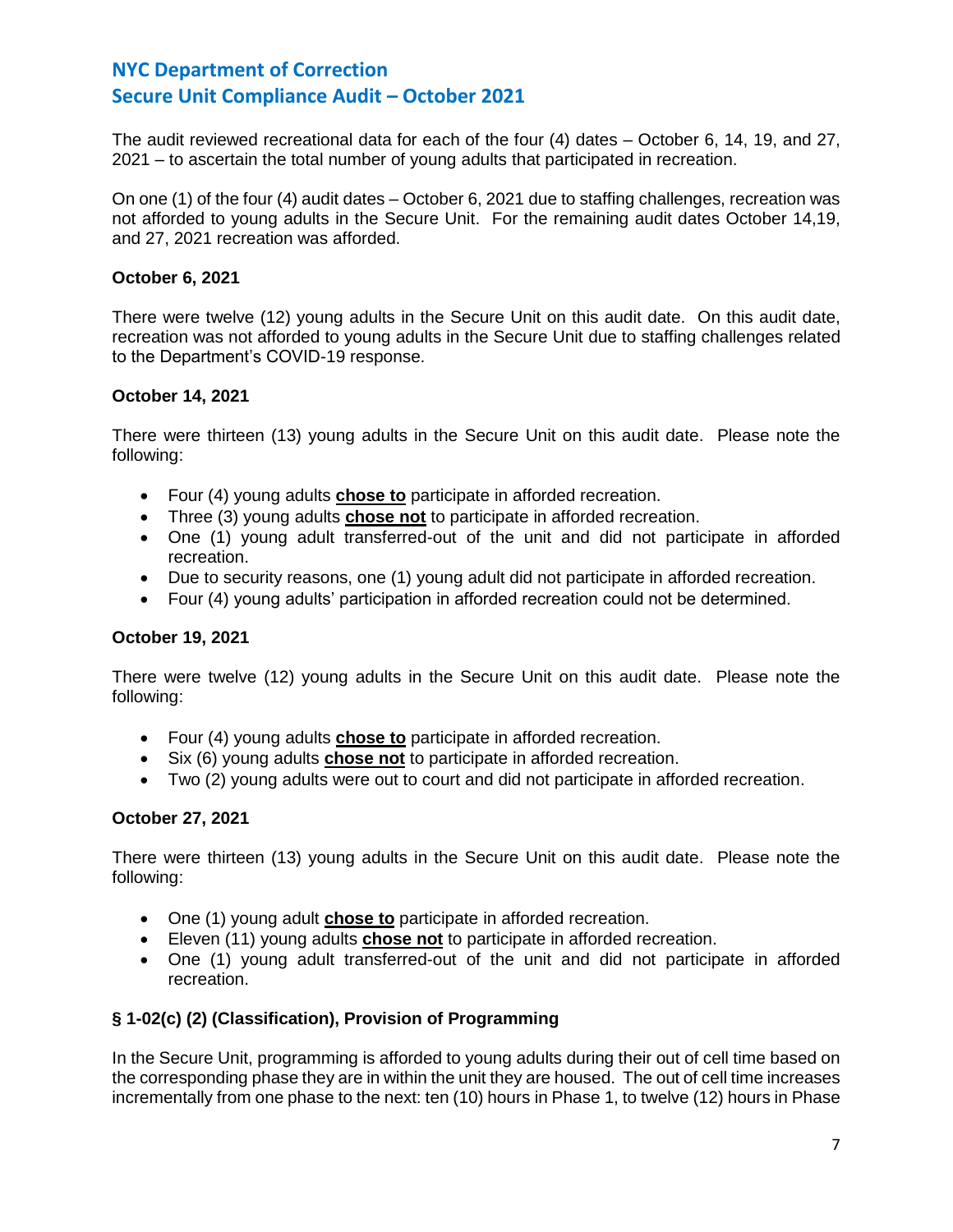The audit reviewed recreational data for each of the four (4) dates – October 6, 14, 19, and 27, 2021 – to ascertain the total number of young adults that participated in recreation.

On one (1) of the four (4) audit dates – October 6, 2021 due to staffing challenges, recreation was not afforded to young adults in the Secure Unit. For the remaining audit dates October 14,19, and 27, 2021 recreation was afforded.

**October 6, 2021**

There were twelve (12) young adults in the Secure Unit on this audit date. On this audit date, recreation was not afforded to young adults in the Secure Unit due to staffing challenges related to the Department's COVID-19 response.

**October 14, 2021**

There were thirteen (13) young adults in the Secure Unit on this audit date. Please note the following:

- Four (4) young adults **chose to** participate in afforded recreation.
- Three (3) young adults **chose not** to participate in afforded recreation.
- One (1) young adult transferred-out of the unit and did not participate in afforded recreation.
- Due to security reasons, one (1) young adult did not participate in afforded recreation.
- Four (4) young adults' participation in afforded recreation could not be determined.

**October 19, 2021**

There were twelve (12) young adults in the Secure Unit on this audit date. Please note the following:

- Four (4) young adults **chose to** participate in afforded recreation.
- Six (6) young adults **chose not** to participate in afforded recreation.
- Two (2) young adults were out to court and did not participate in afforded recreation.

**October 27, 2021**

There were thirteen (13) young adults in the Secure Unit on this audit date. Please note the following:

- One (1) young adult **chose to** participate in afforded recreation.
- Eleven (11) young adults **chose not** to participate in afforded recreation.
- One (1) young adult transferred-out of the unit and did not participate in afforded recreation.

**§ 1-02(c) (2) (Classification), Provision of Programming**

In the Secure Unit, programming is afforded to young adults during their out of cell time based on the corresponding phase they are in within the unit they are housed. The out of cell time increases incrementally from one phase to the next: ten (10) hours in Phase 1, to twelve (12) hours in Phase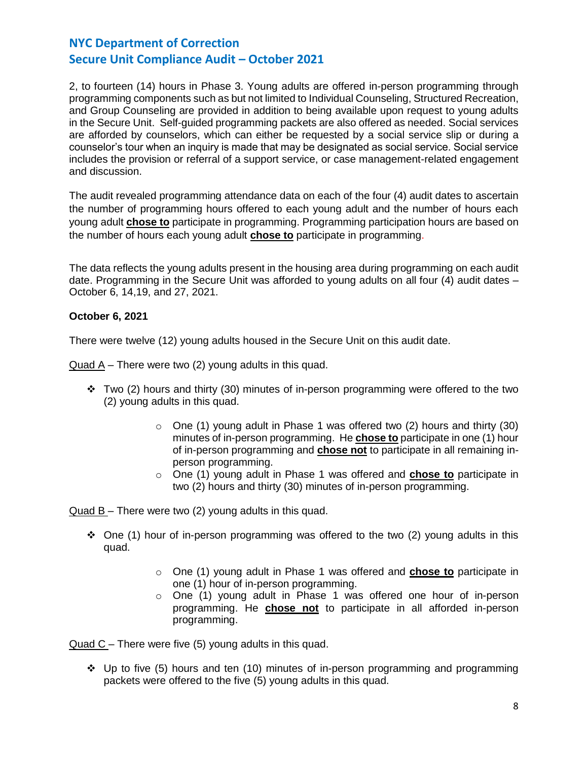2, to fourteen (14) hours in Phase 3. Young adults are offered in-person programming through programming components such as but not limited to Individual Counseling, Structured Recreation, and Group Counseling are provided in addition to being available upon request to young adults in the Secure Unit. Self-guided programming packets are also offered as needed. Social services are afforded by counselors, which can either be requested by a social service slip or during a counselor's tour when an inquiry is made that may be designated as social service. Social service includes the provision or referral of a support service, or case management-related engagement and discussion.

The audit revealed programming attendance data on each of the four (4) audit dates to ascertain the number of programming hours offered to each young adult and the number of hours each young adult **chose to** participate in programming. Programming participation hours are based on the number of hours each young adult **chose to** participate in programming.

The data reflects the young adults present in the housing area during programming on each audit date. Programming in the Secure Unit was afforded to young adults on all four (4) audit dates – October 6, 14,19, and 27, 2021.

**October 6, 2021**

There were twelve (12) young adults housed in the Secure Unit on this audit date.

Quad A – There were two (2) young adults in this quad.

- Two (2) hours and thirty (30) minutes of in-person programming were offered to the two (2) young adults in this quad.
  - One (1) young adult in Phase 1 was offered two (2) hours and thirty (30) minutes of in-person programming. He **chose to** participate in one (1) hour of in-person programming and **chose not** to participate in all remaining in-person programming.
  - One (1) young adult in Phase 1 was offered and **chose to** participate in two (2) hours and thirty (30) minutes of in-person programming.

Quad B – There were two (2) young adults in this quad.

- One (1) hour of in-person programming was offered to the two (2) young adults in this quad.
  - One (1) young adult in Phase 1 was offered and **chose to** participate in one (1) hour of in-person programming.
  - One (1) young adult in Phase 1 was offered one hour of in-person programming. He **chose not** to participate in all afforded in-person programming.

Quad C – There were five (5) young adults in this quad.

- Up to five (5) hours and ten (10) minutes of in-person programming and programming packets were offered to the five (5) young adults in this quad.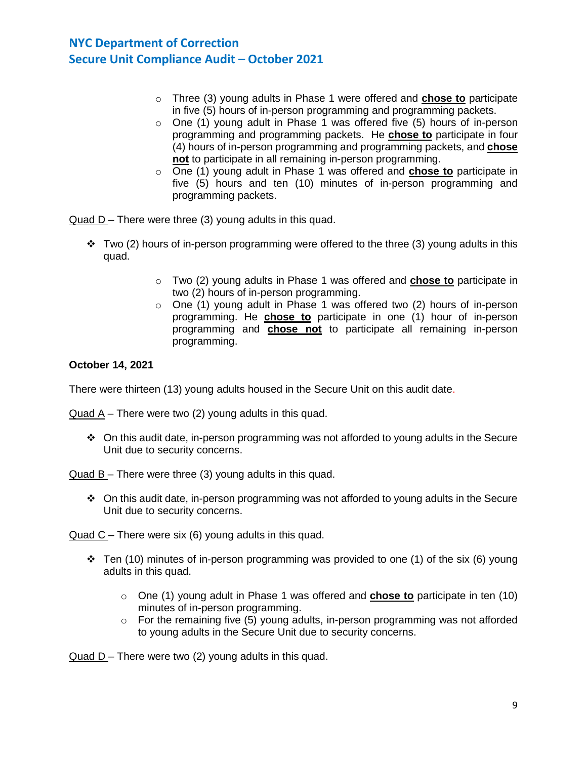- Three (3) young adults in Phase 1 were offered and **<u>chose to</u>** participate in five (5) hours of in-person programming and programming packets.
- One (1) young adult in Phase 1 was offered five (5) hours of in-person programming and programming packets. He **<u>chose to</u>** participate in four (4) hours of in-person programming and programming packets, and **<u>chose not</u>** to participate in all remaining in-person programming.
- One (1) young adult in Phase 1 was offered and **<u>chose to</u>** participate in five (5) hours and ten (10) minutes of in-person programming and programming packets.

<u>Quad D</u> – There were three (3) young adults in this quad.

❖ Two (2) hours of in-person programming were offered to the three (3) young adults in this quad.

- Two (2) young adults in Phase 1 was offered and **<u>chose to</u>** participate in two (2) hours of in-person programming.
- One (1) young adult in Phase 1 was offered two (2) hours of in-person programming. He **<u>chose to</u>** participate in one (1) hour of in-person programming and **<u>chose not</u>** to participate all remaining in-person programming.

**October 14, 2021**

There were thirteen (13) young adults housed in the Secure Unit on this audit date.

<u>Quad A</u> – There were two (2) young adults in this quad.

❖ On this audit date, in-person programming was not afforded to young adults in the Secure Unit due to security concerns.

<u>Quad B</u> – There were three (3) young adults in this quad.

❖ On this audit date, in-person programming was not afforded to young adults in the Secure Unit due to security concerns.

<u>Quad C</u> – There were six (6) young adults in this quad.

❖ Ten (10) minutes of in-person programming was provided to one (1) of the six (6) young adults in this quad.

- One (1) young adult in Phase 1 was offered and **<u>chose to</u>** participate in ten (10) minutes of in-person programming.
- For the remaining five (5) young adults, in-person programming was not afforded to young adults in the Secure Unit due to security concerns.

<u>Quad D</u> – There were two (2) young adults in this quad.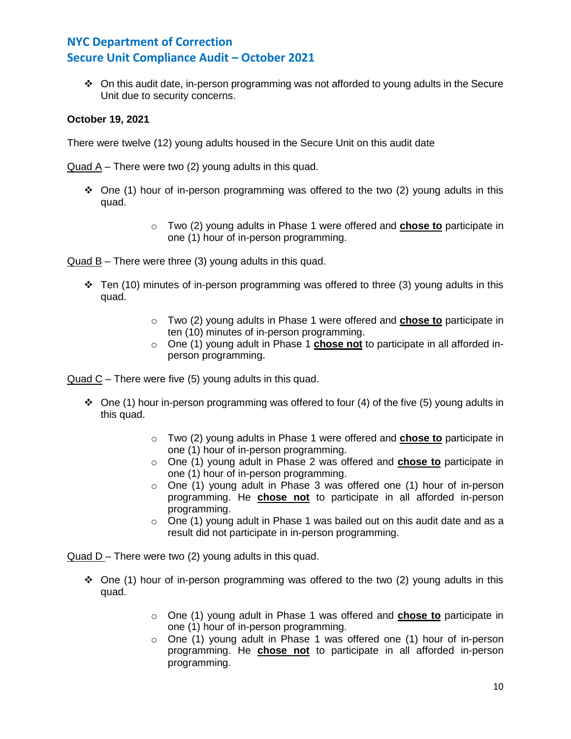- On this audit date, in-person programming was not afforded to young adults in the Secure Unit due to security concerns.

**October 19, 2021**

There were twelve (12) young adults housed in the Secure Unit on this audit date

Quad A – There were two (2) young adults in this quad.

- One (1) hour of in-person programming was offered to the two (2) young adults in this quad.
  - Two (2) young adults in Phase 1 were offered and **chose to** participate in one (1) hour of in-person programming.

Quad B – There were three (3) young adults in this quad.

- Ten (10) minutes of in-person programming was offered to three (3) young adults in this quad.
  - Two (2) young adults in Phase 1 were offered and **chose to** participate in ten (10) minutes of in-person programming.
  - One (1) young adult in Phase 1 **chose not** to participate in all afforded in-person programming.

Quad C – There were five (5) young adults in this quad.

- One (1) hour in-person programming was offered to four (4) of the five (5) young adults in this quad.
  - Two (2) young adults in Phase 1 were offered and **chose to** participate in one (1) hour of in-person programming.
  - One (1) young adult in Phase 2 was offered and **chose to** participate in one (1) hour of in-person programming.
  - One (1) young adult in Phase 3 was offered one (1) hour of in-person programming. He **chose not** to participate in all afforded in-person programming.
  - One (1) young adult in Phase 1 was bailed out on this audit date and as a result did not participate in in-person programming.

Quad D – There were two (2) young adults in this quad.

- One (1) hour of in-person programming was offered to the two (2) young adults in this quad.
  - One (1) young adult in Phase 1 was offered and **chose to** participate in one (1) hour of in-person programming.
  - One (1) young adult in Phase 1 was offered one (1) hour of in-person programming. He **chose not** to participate in all afforded in-person programming.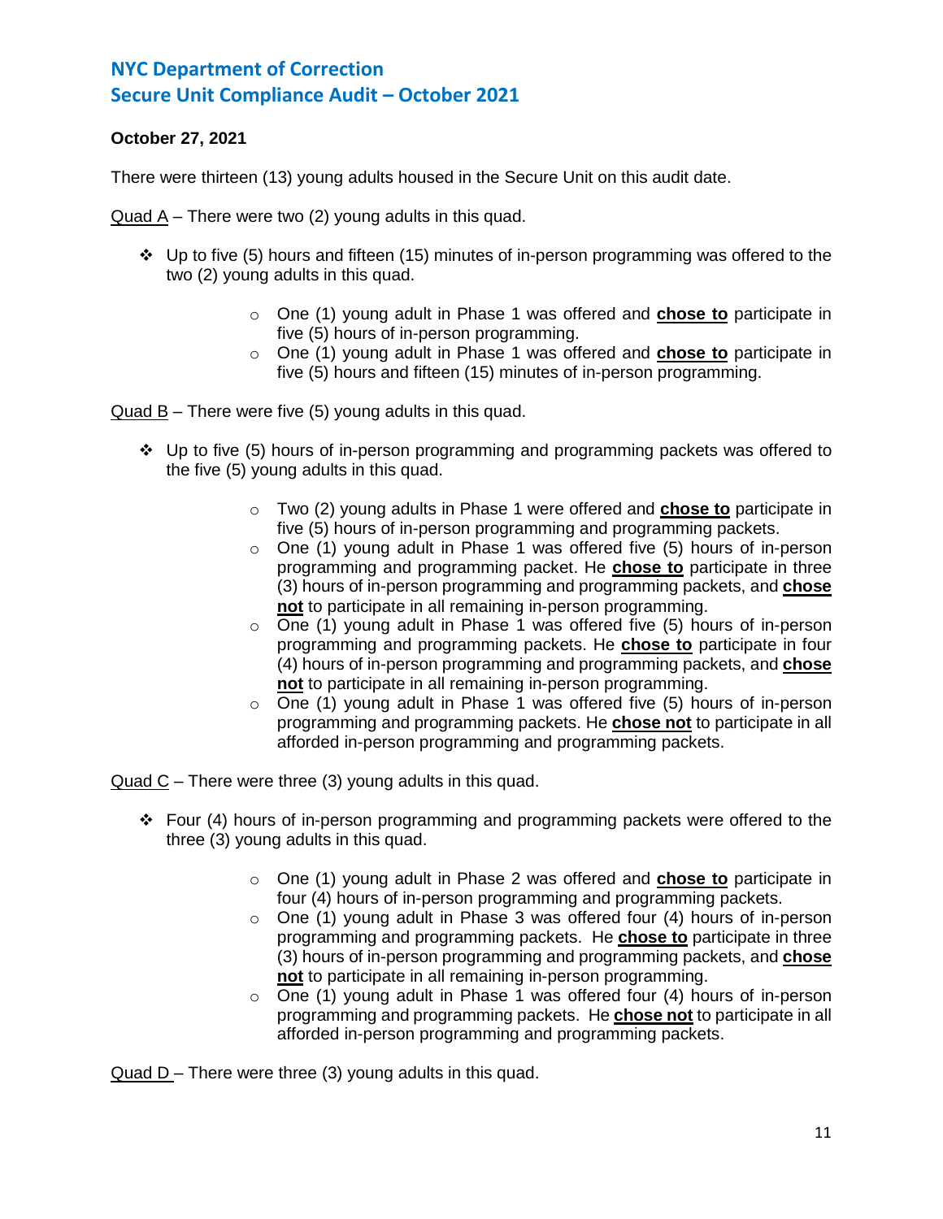**October 27, 2021**

There were thirteen (13) young adults housed in the Secure Unit on this audit date.

Quad A – There were two (2) young adults in this quad.

- Up to five (5) hours and fifteen (15) minutes of in-person programming was offered to the two (2) young adults in this quad.
  - One (1) young adult in Phase 1 was offered and **chose to** participate in five (5) hours of in-person programming.
  - One (1) young adult in Phase 1 was offered and **chose to** participate in five (5) hours and fifteen (15) minutes of in-person programming.

Quad B – There were five (5) young adults in this quad.

- Up to five (5) hours of in-person programming and programming packets was offered to the five (5) young adults in this quad.
  - Two (2) young adults in Phase 1 were offered and **chose to** participate in five (5) hours of in-person programming and programming packets.
  - One (1) young adult in Phase 1 was offered five (5) hours of in-person programming and programming packet. He **chose to** participate in three (3) hours of in-person programming and programming packets, and **chose not** to participate in all remaining in-person programming.
  - One (1) young adult in Phase 1 was offered five (5) hours of in-person programming and programming packets. He **chose to** participate in four (4) hours of in-person programming and programming packets, and **chose not** to participate in all remaining in-person programming.
  - One (1) young adult in Phase 1 was offered five (5) hours of in-person programming and programming packets. He **chose not** to participate in all afforded in-person programming and programming packets.

Quad C – There were three (3) young adults in this quad.

- Four (4) hours of in-person programming and programming packets were offered to the three (3) young adults in this quad.
  - One (1) young adult in Phase 2 was offered and **chose to** participate in four (4) hours of in-person programming and programming packets.
  - One (1) young adult in Phase 3 was offered four (4) hours of in-person programming and programming packets. He **chose to** participate in three (3) hours of in-person programming and programming packets, and **chose not** to participate in all remaining in-person programming.
  - One (1) young adult in Phase 1 was offered four (4) hours of in-person programming and programming packets. He **chose not** to participate in all afforded in-person programming and programming packets.

Quad D – There were three (3) young adults in this quad.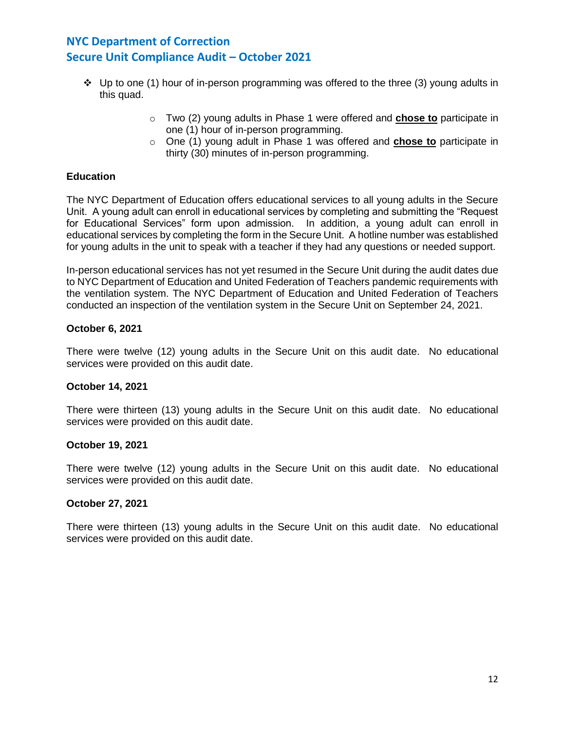- Up to one (1) hour of in-person programming was offered to the three (3) young adults in this quad.
  - Two (2) young adults in Phase 1 were offered and **chose to** participate in one (1) hour of in-person programming.
  - One (1) young adult in Phase 1 was offered and **chose to** participate in thirty (30) minutes of in-person programming.

**Education**

The NYC Department of Education offers educational services to all young adults in the Secure Unit. A young adult can enroll in educational services by completing and submitting the "Request for Educational Services" form upon admission. In addition, a young adult can enroll in educational services by completing the form in the Secure Unit. A hotline number was established for young adults in the unit to speak with a teacher if they had any questions or needed support.

In-person educational services has not yet resumed in the Secure Unit during the audit dates due to NYC Department of Education and United Federation of Teachers pandemic requirements with the ventilation system. The NYC Department of Education and United Federation of Teachers conducted an inspection of the ventilation system in the Secure Unit on September 24, 2021.

**October 6, 2021**

There were twelve (12) young adults in the Secure Unit on this audit date. No educational services were provided on this audit date.

**October 14, 2021**

There were thirteen (13) young adults in the Secure Unit on this audit date. No educational services were provided on this audit date.

**October 19, 2021**

There were twelve (12) young adults in the Secure Unit on this audit date. No educational services were provided on this audit date.

**October 27, 2021**

There were thirteen (13) young adults in the Secure Unit on this audit date. No educational services were provided on this audit date.